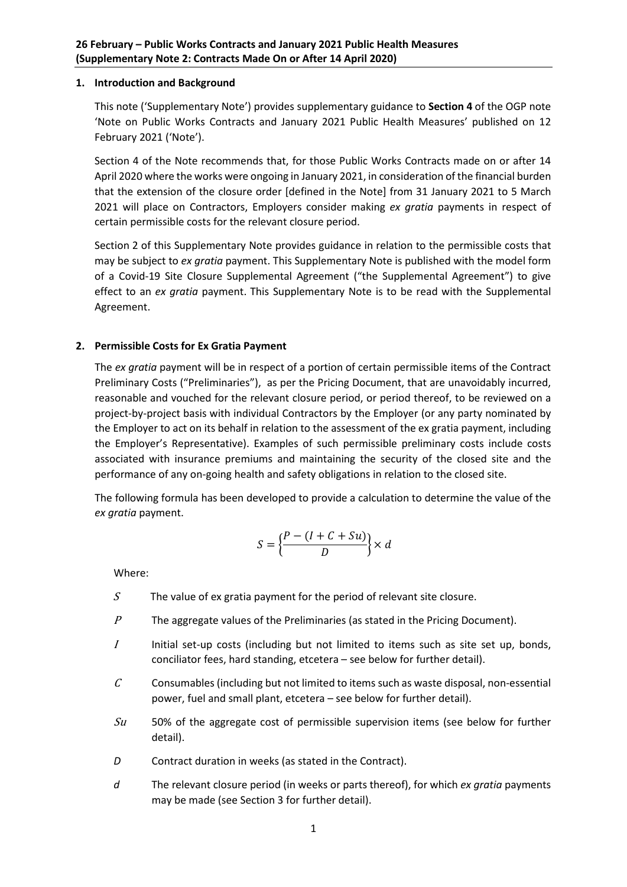**26 February – Public Works Contracts and January 2021 Public Health Measures (Supplementary Note 2: Contracts Made On or After 14 April 2020)**

## 1. Introduction and Background

This note ('Supplementary Note') provides supplementary guidance to **Section 4** of the OGP note 'Note on Public Works Contracts and January 2021 Public Health Measures' published on 12 February 2021 ('Note').

Section 4 of the Note recommends that, for those Public Works Contracts made on or after 14 April 2020 where the works were ongoing in January 2021, in consideration of the financial burden that the extension of the closure order [defined in the Note] from 31 January 2021 to 5 March 2021 will place on Contractors, Employers consider making *ex gratia* payments in respect of certain permissible costs for the relevant closure period.

Section 2 of this Supplementary Note provides guidance in relation to the permissible costs that may be subject to *ex gratia* payment. This Supplementary Note is published with the model form of a Covid-19 Site Closure Supplemental Agreement ("the Supplemental Agreement") to give effect to an *ex gratia* payment. This Supplementary Note is to be read with the Supplemental Agreement.

## 2. Permissible Costs for Ex Gratia Payment

The *ex gratia* payment will be in respect of a portion of certain permissible items of the Contract Preliminary Costs ("Preliminaries"), as per the Pricing Document, that are unavoidably incurred, reasonable and vouched for the relevant closure period, or period thereof, to be reviewed on a project-by-project basis with individual Contractors by the Employer (or any party nominated by the Employer to act on its behalf in relation to the assessment of the ex gratia payment, including the Employer's Representative). Examples of such permissible preliminary costs include costs associated with insurance premiums and maintaining the security of the closed site and the performance of any on-going health and safety obligations in relation to the closed site.

The following formula has been developed to provide a calculation to determine the value of the *ex gratia* payment.

$$S = \left\{\frac{P - (I + C + Su)}{D}\right\} \times d$$

Where:

- $S$ — The value of ex gratia payment for the period of relevant site closure.
- $P$ — The aggregate values of the Preliminaries (as stated in the Pricing Document).
- $I$ — Initial set-up costs (including but not limited to items such as site set up, bonds, conciliator fees, hard standing, etcetera – see below for further detail).
- $C$ — Consumables (including but not limited to items such as waste disposal, non-essential power, fuel and small plant, etcetera – see below for further detail).
- $Su$ — 50% of the aggregate cost of permissible supervision items (see below for further detail).
- $D$ — Contract duration in weeks (as stated in the Contract).
- $d$ — The relevant closure period (in weeks or parts thereof), for which *ex gratia* payments may be made (see Section 3 for further detail).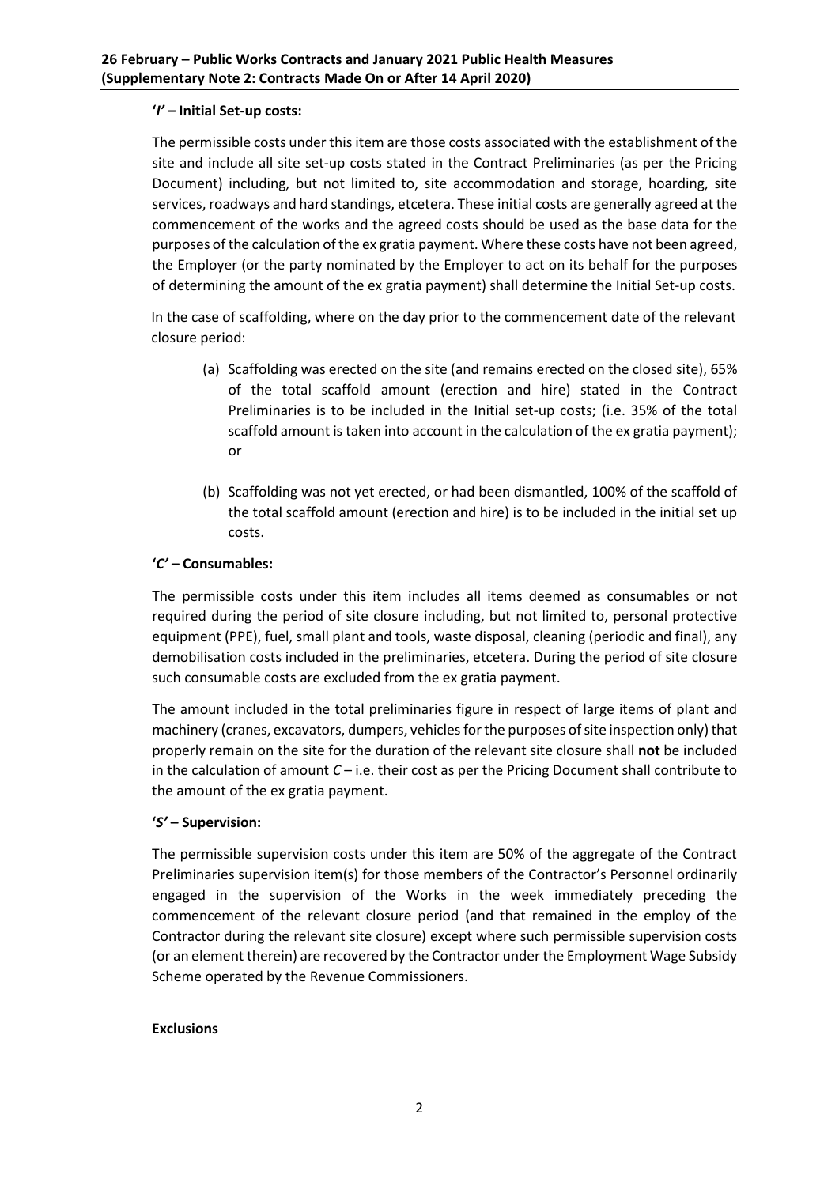**'*I*' – Initial Set-up costs:**

The permissible costs under this item are those costs associated with the establishment of the site and include all site set-up costs stated in the Contract Preliminaries (as per the Pricing Document) including, but not limited to, site accommodation and storage, hoarding, site services, roadways and hard standings, etcetera. These initial costs are generally agreed at the commencement of the works and the agreed costs should be used as the base data for the purposes of the calculation of the ex gratia payment. Where these costs have not been agreed, the Employer (or the party nominated by the Employer to act on its behalf for the purposes of determining the amount of the ex gratia payment) shall determine the Initial Set-up costs.

In the case of scaffolding, where on the day prior to the commencement date of the relevant closure period:

(a) Scaffolding was erected on the site (and remains erected on the closed site), 65% of the total scaffold amount (erection and hire) stated in the Contract Preliminaries is to be included in the Initial set-up costs; (i.e. 35% of the total scaffold amount is taken into account in the calculation of the ex gratia payment); or

(b) Scaffolding was not yet erected, or had been dismantled, 100% of the scaffold of the total scaffold amount (erection and hire) is to be included in the initial set up costs.

**'*C*' – Consumables:**

The permissible costs under this item includes all items deemed as consumables or not required during the period of site closure including, but not limited to, personal protective equipment (PPE), fuel, small plant and tools, waste disposal, cleaning (periodic and final), any demobilisation costs included in the preliminaries, etcetera. During the period of site closure such consumable costs are excluded from the ex gratia payment.

The amount included in the total preliminaries figure in respect of large items of plant and machinery (cranes, excavators, dumpers, vehicles for the purposes of site inspection only) that properly remain on the site for the duration of the relevant site closure shall **not** be included in the calculation of amount *C* – i.e. their cost as per the Pricing Document shall contribute to the amount of the ex gratia payment.

**'*S*' – Supervision:**

The permissible supervision costs under this item are 50% of the aggregate of the Contract Preliminaries supervision item(s) for those members of the Contractor's Personnel ordinarily engaged in the supervision of the Works in the week immediately preceding the commencement of the relevant closure period (and that remained in the employ of the Contractor during the relevant site closure) except where such permissible supervision costs (or an element therein) are recovered by the Contractor under the Employment Wage Subsidy Scheme operated by the Revenue Commissioners.

**Exclusions**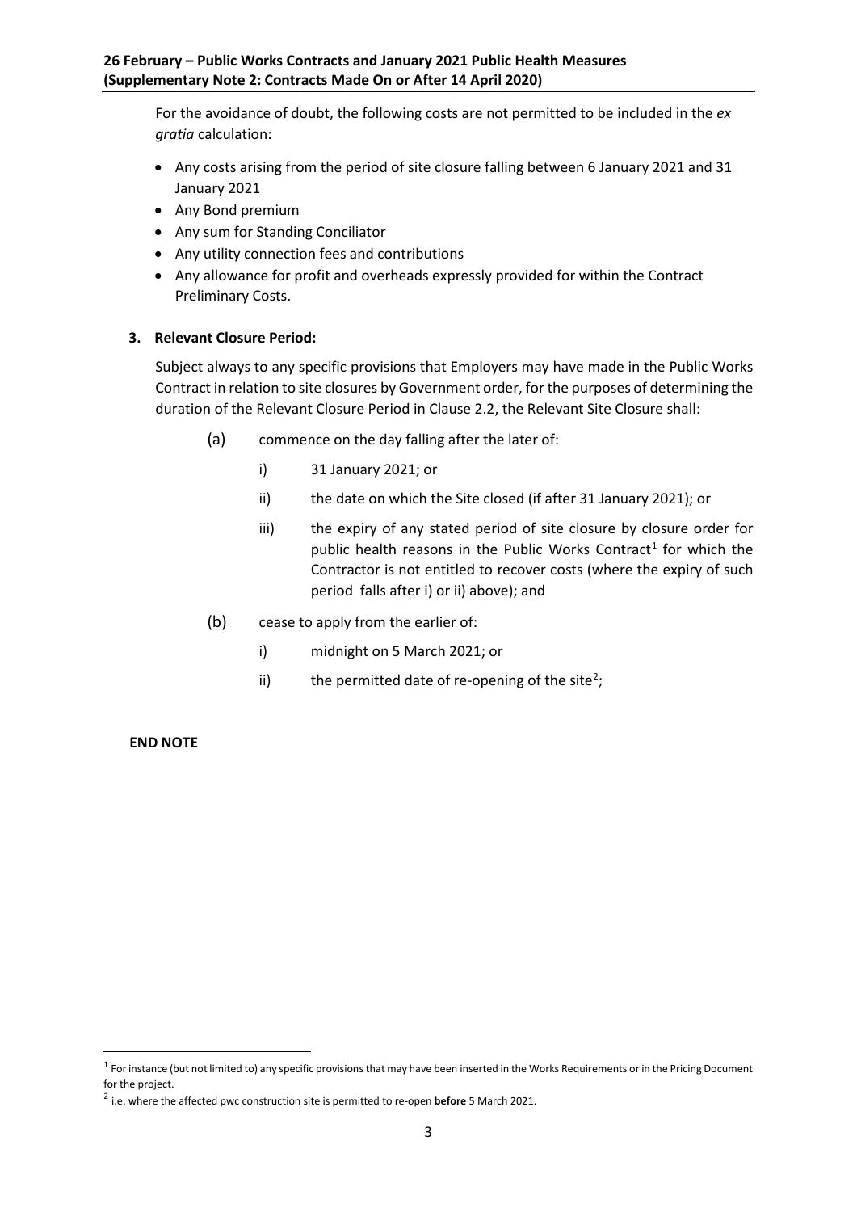For the avoidance of doubt, the following costs are not permitted to be included in the *ex gratia* calculation:

- Any costs arising from the period of site closure falling between 6 January 2021 and 31 January 2021
- Any Bond premium
- Any sum for Standing Conciliator
- Any utility connection fees and contributions
- Any allowance for profit and overheads expressly provided for within the Contract Preliminary Costs.

**3. Relevant Closure Period:**

Subject always to any specific provisions that Employers may have made in the Public Works Contract in relation to site closures by Government order, for the purposes of determining the duration of the Relevant Closure Period in Clause 2.2, the Relevant Site Closure shall:

(a) commence on the day falling after the later of:

i) 31 January 2021; or

ii) the date on which the Site closed (if after 31 January 2021); or

iii) the expiry of any stated period of site closure by closure order for public health reasons in the Public Works Contract[1] for which the Contractor is not entitled to recover costs (where the expiry of such period falls after i) or ii) above); and

(b) cease to apply from the earlier of:

i) midnight on 5 March 2021; or

ii) the permitted date of re-opening of the site[2];

**END NOTE**

[1] For instance (but not limited to) any specific provisions that may have been inserted in the Works Requirements or in the Pricing Document for the project.

[2] i.e. where the affected pwc construction site is permitted to re-open **before** 5 March 2021.